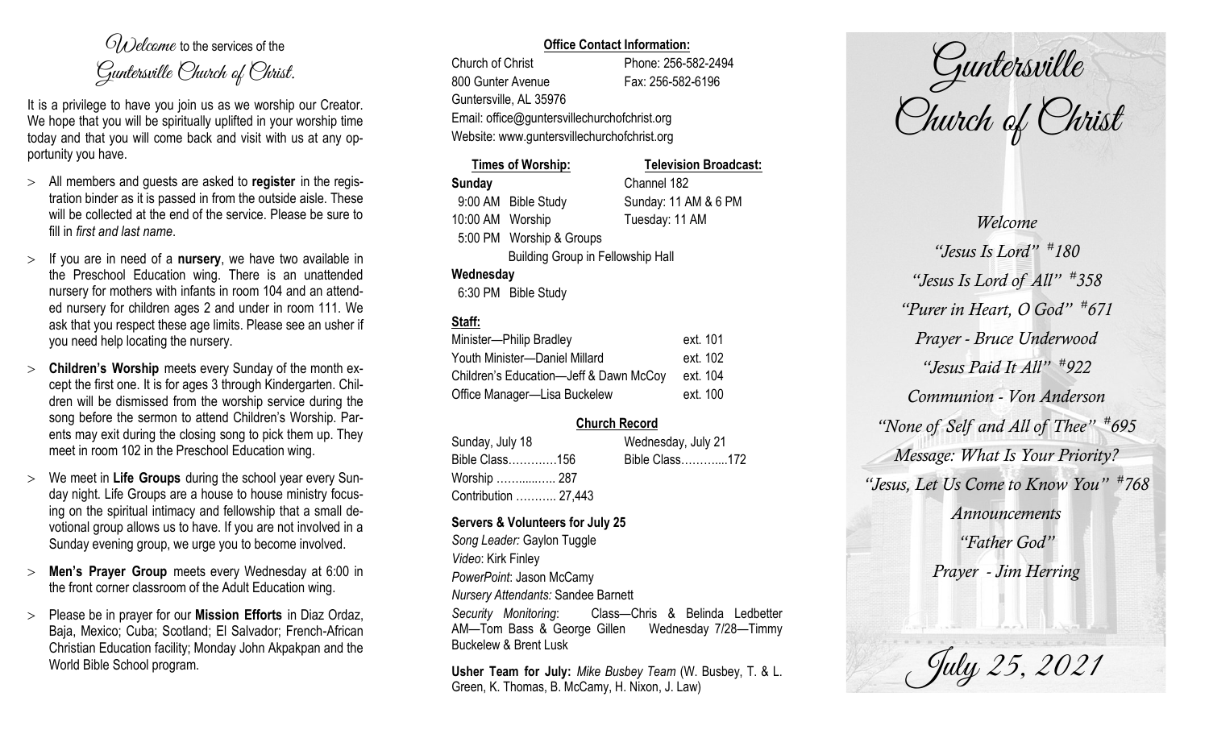*Welcome* to the services of the *Guntersville Church of Christ*.

It is a privilege to have you join us as we worship our Creator. We hope that you will be spiritually uplifted in your worship time today and that you will come back and visit with us at any opportunity you have.

- All members and guests are asked to **register** in the registration binder as it is passed in from the outside aisle. These will be collected at the end of the service. Please be sure to fill in *first and last name*.
- If you are in need of a **nursery**, we have two available in the Preschool Education wing. There is an unattended nursery for mothers with infants in room 104 and an attended nursery for children ages 2 and under in room 111. We ask that you respect these age limits. Please see an usher if you need help locating the nursery.
- **Children's Worship** meets every Sunday of the month except the first one. It is for ages 3 through Kindergarten. Children will be dismissed from the worship service during the song before the sermon to attend Children's Worship. Parents may exit during the closing song to pick them up. They meet in room 102 in the Preschool Education wing.
- We meet in **Life Groups** during the school year every Sunday night. Life Groups are a house to house ministry focusing on the spiritual intimacy and fellowship that a small devotional group allows us to have. If you are not involved in a Sunday evening group, we urge you to become involved.
- **Men's Prayer Group** meets every Wednesday at 6:00 in the front corner classroom of the Adult Education wing.
- Please be in prayer for our **Mission Efforts** in Diaz Ordaz, Baja, Mexico; Cuba; Scotland; El Salvador; French-African Christian Education facility; Monday John Akpakpan and the World Bible School program.

**Office Contact Information:**

Church of Christ — Phone: 256-582-2494
800 Gunter Avenue — Fax: 256-582-6196
Guntersville, AL 35976
Email: office@guntersvillechurchofchrist.org
Website: www.guntersvillechurchofchrist.org

| Times of Worship: | Television Broadcast: |
|---|---|
| **Sunday** | Channel 182 |
| 9:00 AM Bible Study | Sunday: 11 AM & 6 PM |
| 10:00 AM Worship | Tuesday: 11 AM |
| 5:00 PM Worship & Groups | |
| Building Group in Fellowship Hall | |
| **Wednesday** | |
| 6:30 PM Bible Study | |

**Staff:**

| | |
|---|---|
| Minister—Philip Bradley | ext. 101 |
| Youth Minister—Daniel Millard | ext. 102 |
| Children's Education—Jeff & Dawn McCoy | ext. 104 |
| Office Manager—Lisa Buckelew | ext. 100 |

**Church Record**

| Sunday, July 18 | Wednesday, July 21 |
|---|---|
| Bible Class………….156 | Bible Class………....172 |
| Worship ……....…… 287 | |
| Contribution ……….. 27,443 | |

**Servers & Volunteers for July 25**

*Song Leader:* Gaylon Tuggle
*Video*: Kirk Finley
*PowerPoint*: Jason McCamy
*Nursery Attendants:* Sandee Barnett
*Security Monitoring*: Class—Chris & Belinda Ledbetter AM—Tom Bass & George Gillen Wednesday 7/28—Timmy Buckelew & Brent Lusk

**Usher Team for July:** *Mike Busbey Team* (W. Busbey, T. & L. Green, K. Thomas, B. McCamy, H. Nixon, J. Law)

# Guntersville Church of Christ

*Welcome*
*"Jesus Is Lord" #180*
*"Jesus Is Lord of All" #358*
*"Purer in Heart, O God" #671*
*Prayer - Bruce Underwood*
*"Jesus Paid It All" #922*
*Communion - Von Anderson*
*"None of Self and All of Thee" #695*
*Message: What Is Your Priority?*
*"Jesus, Let Us Come to Know You" #768*
*Announcements*
*"Father God"*
*Prayer - Jim Herring*

*July 25, 2021*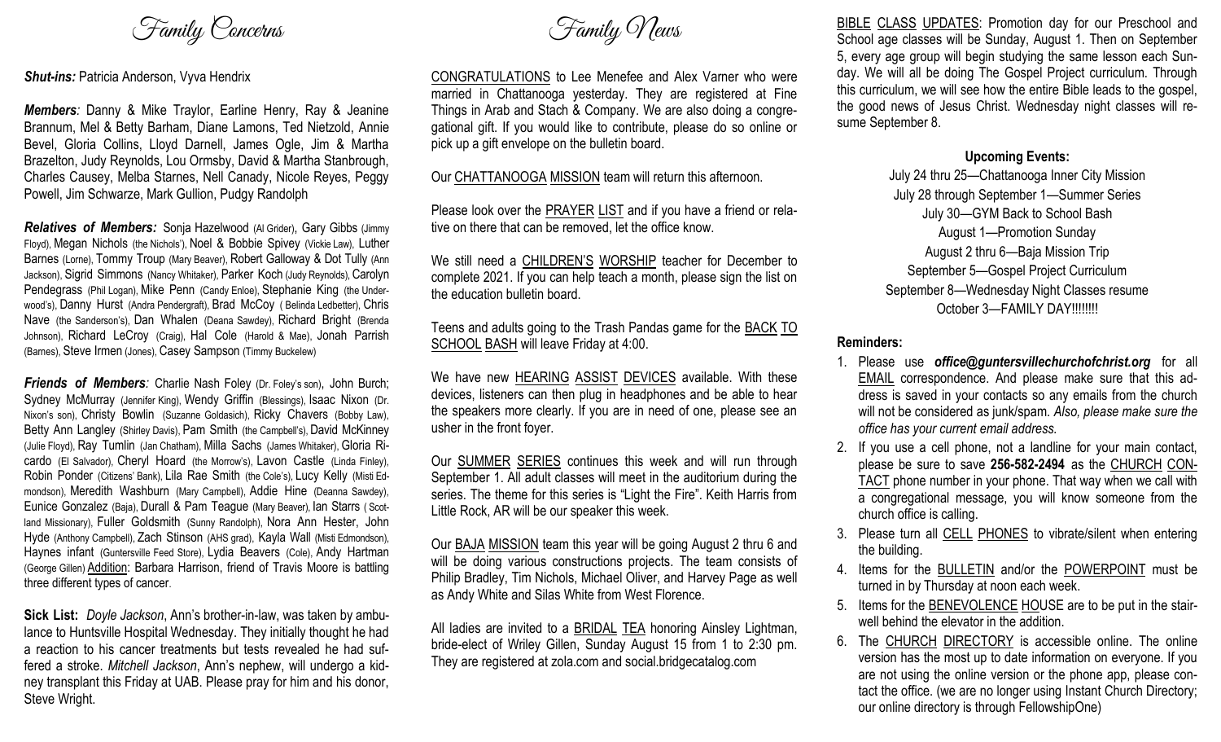# Family Concerns

***Shut-ins:*** Patricia Anderson, Vyva Hendrix

***Members:*** Danny & Mike Traylor, Earline Henry, Ray & Jeanine Brannum, Mel & Betty Barham, Diane Lamons, Ted Nietzold, Annie Bevel, Gloria Collins, Lloyd Darnell, James Ogle, Jim & Martha Brazelton, Judy Reynolds, Lou Ormsby, David & Martha Stanbrough, Charles Causey, Melba Starnes, Nell Canady, Nicole Reyes, Peggy Powell, Jim Schwarze, Mark Gullion, Pudgy Randolph

***Relatives of Members:*** Sonja Hazelwood (Al Grider), Gary Gibbs (Jimmy Floyd), Megan Nichols (the Nichols'), Noel & Bobbie Spivey (Vickie Law), Luther Barnes (Lorne), Tommy Troup (Mary Beaver), Robert Galloway & Dot Tully (Ann Jackson), Sigrid Simmons (Nancy Whitaker), Parker Koch (Judy Reynolds), Carolyn Pendegrass (Phil Logan), Mike Penn (Candy Enloe), Stephanie King (the Underwood's), Danny Hurst (Andra Pendergraft), Brad McCoy ( Belinda Ledbetter), Chris Nave (the Sanderson's), Dan Whalen (Deana Sawdey), Richard Bright (Brenda Johnson), Richard LeCroy (Craig), Hal Cole (Harold & Mae), Jonah Parrish (Barnes), Steve Irmen (Jones), Casey Sampson (Timmy Buckelew)

***Friends of Members:*** Charlie Nash Foley (Dr. Foley's son), John Burch; Sydney McMurray (Jennifer King), Wendy Griffin (Blessings), Isaac Nixon (Dr. Nixon's son), Christy Bowlin (Suzanne Goldasich), Ricky Chavers (Bobby Law), Betty Ann Langley (Shirley Davis), Pam Smith (the Campbell's), David McKinney (Julie Floyd), Ray Tumlin (Jan Chatham), Milla Sachs (James Whitaker), Gloria Ricardo (El Salvador), Cheryl Hoard (the Morrow's), Lavon Castle (Linda Finley), Robin Ponder (Citizens' Bank), Lila Rae Smith (the Cole's), Lucy Kelly (Misti Edmondson), Meredith Washburn (Mary Campbell), Addie Hine (Deanna Sawdey), Eunice Gonzalez (Baja), Durall & Pam Teague (Mary Beaver), Ian Starrs ( Scotland Missionary), Fuller Goldsmith (Sunny Randolph), Nora Ann Hester, John Hyde (Anthony Campbell), Zach Stinson (AHS grad), Kayla Wall (Misti Edmondson), Haynes infant (Guntersville Feed Store), Lydia Beavers (Cole), Andy Hartman (George Gillen) Addition: Barbara Harrison, friend of Travis Moore is battling three different types of cancer.

**Sick List:** *Doyle Jackson*, Ann's brother-in-law, was taken by ambulance to Huntsville Hospital Wednesday. They initially thought he had a reaction to his cancer treatments but tests revealed he had suffered a stroke. *Mitchell Jackson*, Ann's nephew, will undergo a kidney transplant this Friday at UAB. Please pray for him and his donor, Steve Wright.

# Family News

CONGRATULATIONS to Lee Menefee and Alex Varner who were married in Chattanooga yesterday. They are registered at Fine Things in Arab and Stach & Company. We are also doing a congregational gift. If you would like to contribute, please do so online or pick up a gift envelope on the bulletin board.

Our CHATTANOOGA MISSION team will return this afternoon.

Please look over the PRAYER LIST and if you have a friend or relative on there that can be removed, let the office know.

We still need a CHILDREN'S WORSHIP teacher for December to complete 2021. If you can help teach a month, please sign the list on the education bulletin board.

Teens and adults going to the Trash Pandas game for the BACK TO SCHOOL BASH will leave Friday at 4:00.

We have new HEARING ASSIST DEVICES available. With these devices, listeners can then plug in headphones and be able to hear the speakers more clearly. If you are in need of one, please see an usher in the front foyer.

Our SUMMER SERIES continues this week and will run through September 1. All adult classes will meet in the auditorium during the series. The theme for this series is "Light the Fire". Keith Harris from Little Rock, AR will be our speaker this week.

Our BAJA MISSION team this year will be going August 2 thru 6 and will be doing various constructions projects. The team consists of Philip Bradley, Tim Nichols, Michael Oliver, and Harvey Page as well as Andy White and Silas White from West Florence.

All ladies are invited to a BRIDAL TEA honoring Ainsley Lightman, bride-elect of Wriley Gillen, Sunday August 15 from 1 to 2:30 pm. They are registered at zola.com and social.bridgecatalog.com

BIBLE CLASS UPDATES: Promotion day for our Preschool and School age classes will be Sunday, August 1. Then on September 5, every age group will begin studying the same lesson each Sunday. We will all be doing The Gospel Project curriculum. Through this curriculum, we will see how the entire Bible leads to the gospel, the good news of Jesus Christ. Wednesday night classes will resume September 8.

### Upcoming Events:

July 24 thru 25—Chattanooga Inner City Mission
July 28 through September 1—Summer Series
July 30—GYM Back to School Bash
August 1—Promotion Sunday
August 2 thru 6—Baja Mission Trip
September 5—Gospel Project Curriculum
September 8—Wednesday Night Classes resume
October 3—FAMILY DAY!!!!!!!!

### Reminders:

1. Please use ***office@guntersvillechurchofchrist.org*** for all EMAIL correspondence. And please make sure that this address is saved in your contacts so any emails from the church will not be considered as junk/spam. *Also, please make sure the office has your current email address.*
2. If you use a cell phone, not a landline for your main contact, please be sure to save **256-582-2494** as the CHURCH CONTACT phone number in your phone. That way when we call with a congregational message, you will know someone from the church office is calling.
3. Please turn all CELL PHONES to vibrate/silent when entering the building.
4. Items for the BULLETIN and/or the POWERPOINT must be turned in by Thursday at noon each week.
5. Items for the BENEVOLENCE HOUSE are to be put in the stairwell behind the elevator in the addition.
6. The CHURCH DIRECTORY is accessible online. The online version has the most up to date information on everyone. If you are not using the online version or the phone app, please contact the office. (we are no longer using Instant Church Directory; our online directory is through FellowshipOne)